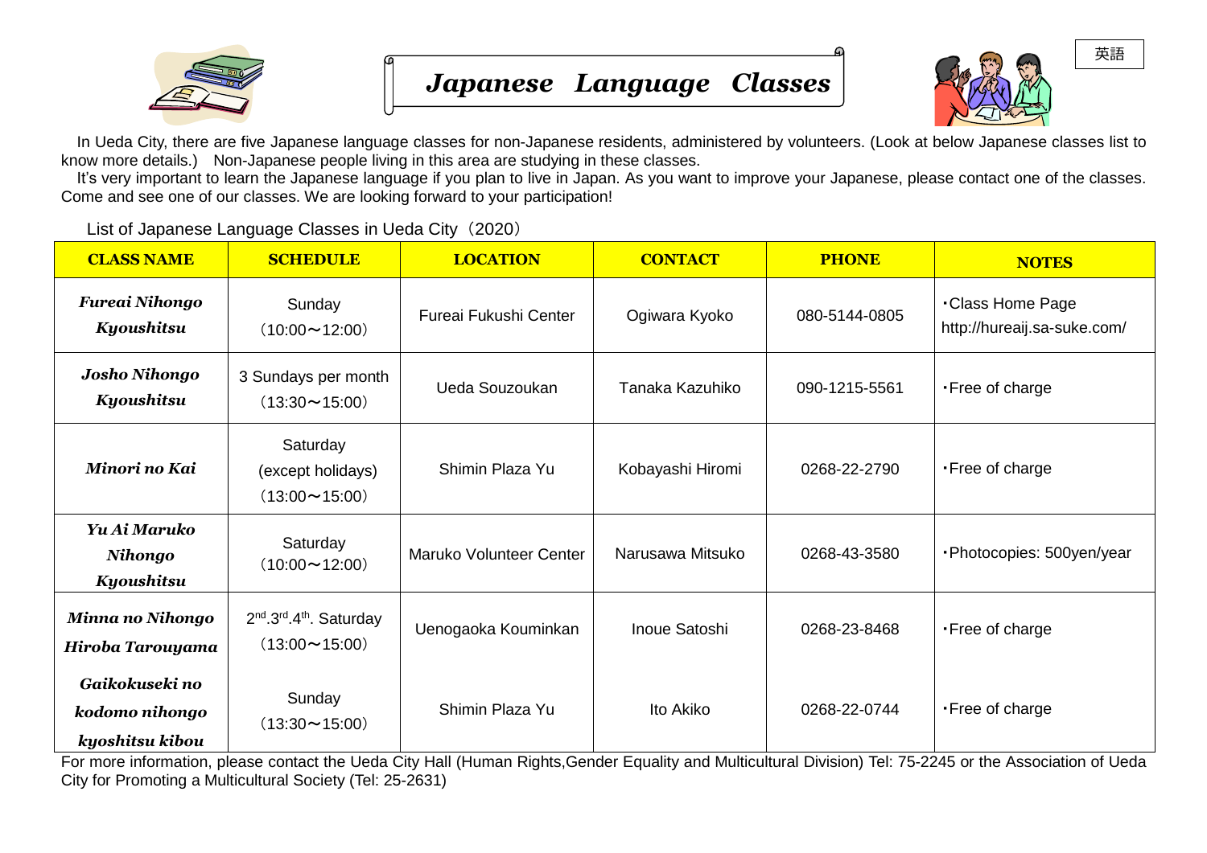英語

# *Japanese Language Classes*

In Ueda City, there are five Japanese language classes for non-Japanese residents, administered by volunteers. (Look at below Japanese classes list to know more details.) Non-Japanese people living in this area are studying in these classes.

It's very important to learn the Japanese language if you plan to live in Japan. As you want to improve your Japanese, please contact one of the classes. Come and see one of our classes. We are looking forward to your participation!

List of Japanese Language Classes in Ueda City（2020）

| CLASS NAME | SCHEDULE | LOCATION | CONTACT | PHONE | NOTES |
|---|---|---|---|---|---|
| ***Fureai Nihongo Kyoushitsu*** | Sunday（10:00～12:00） | Fureai Fukushi Center | Ogiwara Kyoko | 080-5144-0805 | ･Class Home Page http://hureaij.sa-suke.com/ |
| ***Josho Nihongo Kyoushitsu*** | 3 Sundays per month（13:30～15:00） | Ueda Souzoukan | Tanaka Kazuhiko | 090-1215-5561 | ･Free of charge |
| ***Minori no Kai*** | Saturday (except holidays)（13:00～15:00） | Shimin Plaza Yu | Kobayashi Hiromi | 0268-22-2790 | ･Free of charge |
| ***Yu Ai Maruko Nihongo Kyoushitsu*** | Saturday（10:00～12:00） | Maruko Volunteer Center | Narusawa Mitsuko | 0268-43-3580 | ･Photocopies: 500yen/year |
| ***Minna no Nihongo Hiroba Tarouyama*** | 2nd.3rd.4th. Saturday（13:00～15:00） | Uenogaoka Kouminkan | Inoue Satoshi | 0268-23-8468 | ･Free of charge |
| ***Gaikokuseki no kodomo nihongo kyoshitsu kibou*** | Sunday（13:30～15:00） | Shimin Plaza Yu | Ito Akiko | 0268-22-0744 | ･Free of charge |

For more information, please contact the Ueda City Hall (Human Rights,Gender Equality and Multicultural Division) Tel: 75-2245 or the Association of Ueda City for Promoting a Multicultural Society (Tel: 25-2631)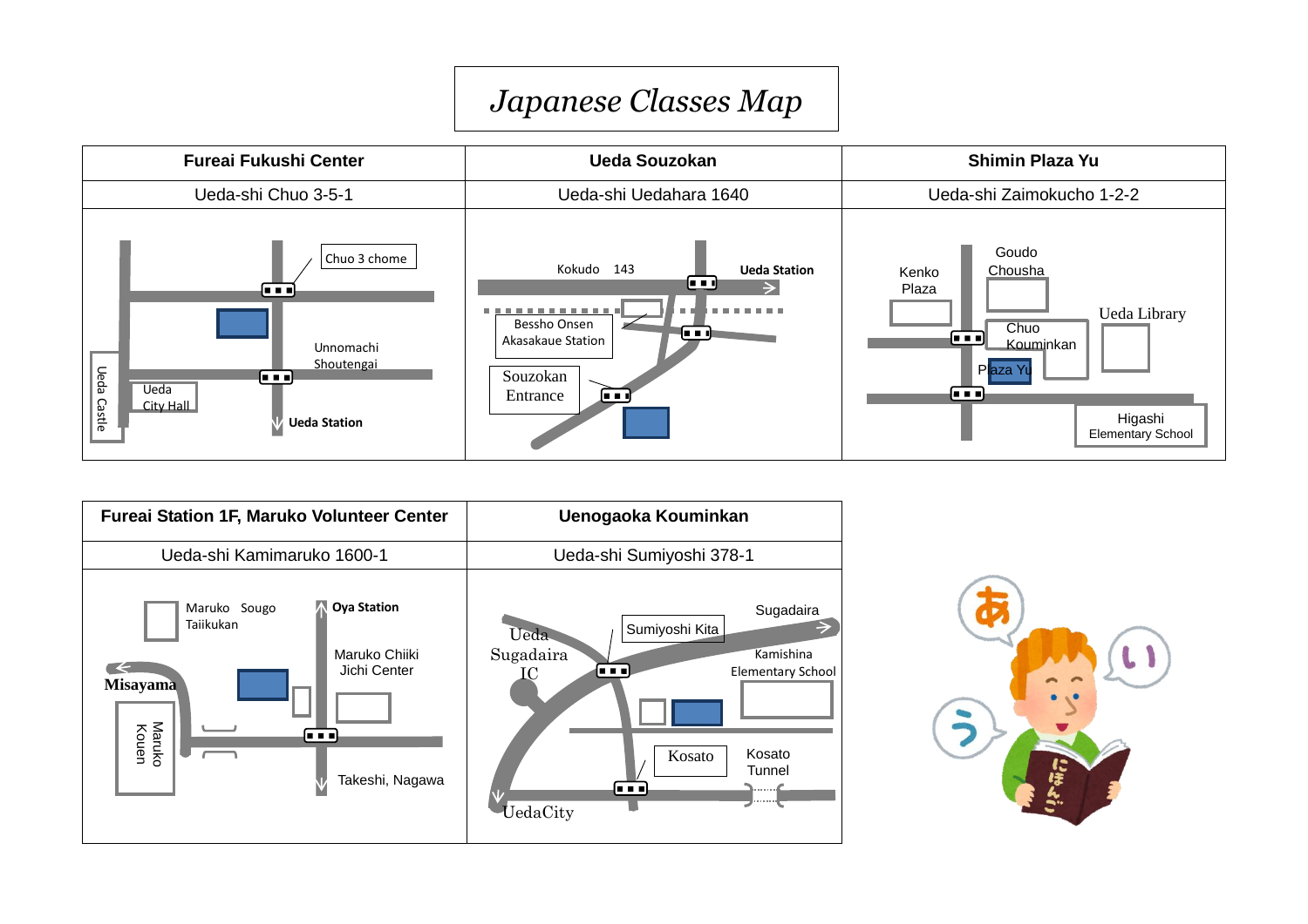# *Japanese Classes Map*

| Fureai Fukushi Center | Ueda Souzokan | Shimin Plaza Yu |
|---|---|---|
| Ueda-shi Chuo 3-5-1 | Ueda-shi Uedahara 1640 | Ueda-shi Zaimokucho 1-2-2 |

Chuo 3 chome
Unnomachi Shoutengai
Ueda Castle
Ueda City Hall
Ueda Station

Kokudo 143
Ueda Station
Bessho Onsen Akasakaue Station
Souzokan Entrance

Goudo Chousha
Kenko Plaza
Ueda Library
Chuo Kouminkan
Plaza Yu
Higashi Elementary School

| Fureai Station 1F, Maruko Volunteer Center | Uenogaoka Kouminkan |
|---|---|
| Ueda-shi Kamimaruko 1600-1 | Ueda-shi Sumiyoshi 378-1 |

Maruko Sougo Taiikukan
Oya Station
Maruko Chiiki Jichi Center
Misayama
Maruko Kouen
Takeshi, Nagawa

Sugadaira
Ueda Sugadaira IC
Sumiyoshi Kita
Kamishina Elementary School
Kosato
Kosato Tunnel
UedaCity